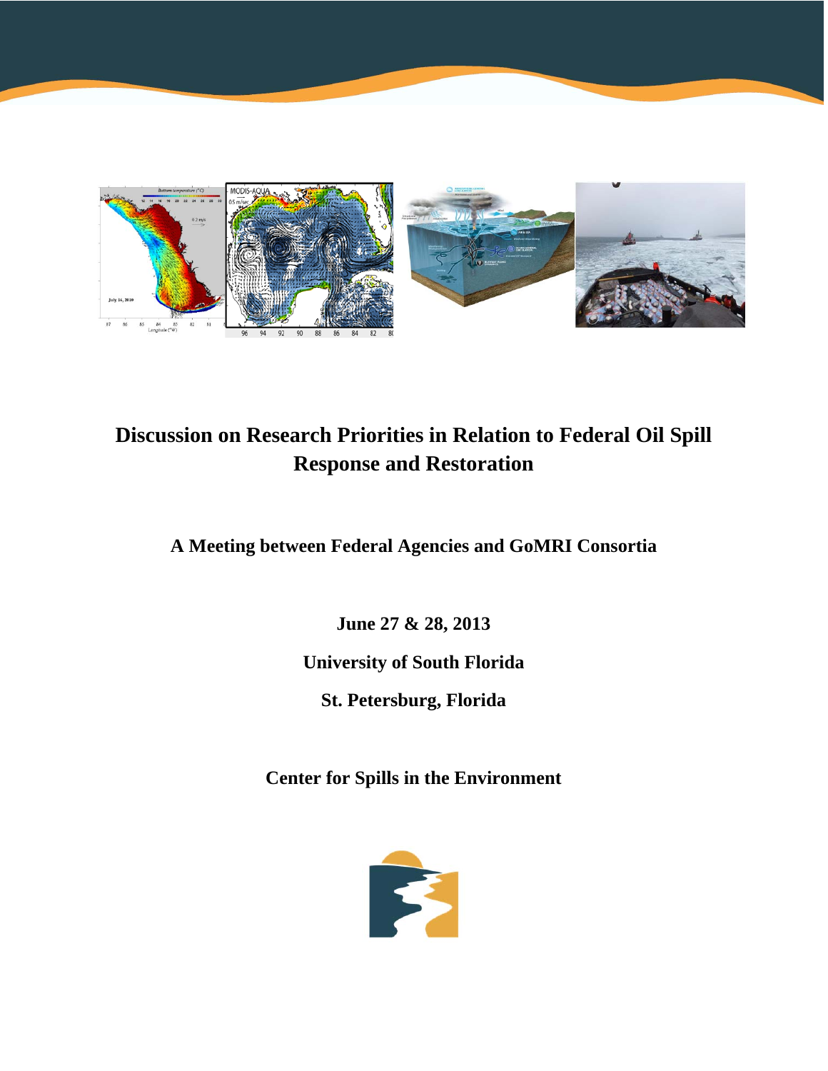# Discussion on Research Priorities in Relation to Federal Oil Spill Response and Restoration

**A Meeting between Federal Agencies and GoMRI Consortia**

**June 27 & 28, 2013**

**University of South Florida**

**St. Petersburg, Florida**

**Center for Spills in the Environment**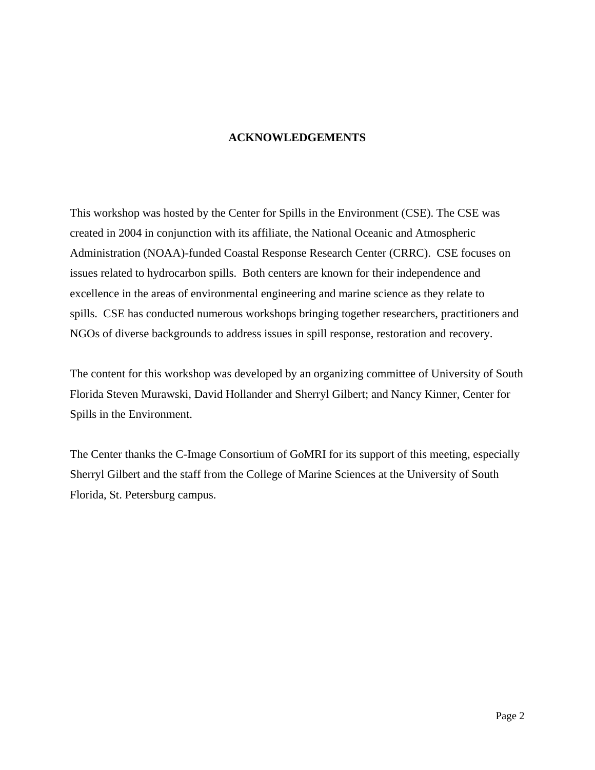# ACKNOWLEDGEMENTS

This workshop was hosted by the Center for Spills in the Environment (CSE). The CSE was created in 2004 in conjunction with its affiliate, the National Oceanic and Atmospheric Administration (NOAA)-funded Coastal Response Research Center (CRRC). CSE focuses on issues related to hydrocarbon spills. Both centers are known for their independence and excellence in the areas of environmental engineering and marine science as they relate to spills. CSE has conducted numerous workshops bringing together researchers, practitioners and NGOs of diverse backgrounds to address issues in spill response, restoration and recovery.

The content for this workshop was developed by an organizing committee of University of South Florida Steven Murawski, David Hollander and Sherryl Gilbert; and Nancy Kinner, Center for Spills in the Environment.

The Center thanks the C-Image Consortium of GoMRI for its support of this meeting, especially Sherryl Gilbert and the staff from the College of Marine Sciences at the University of South Florida, St. Petersburg campus.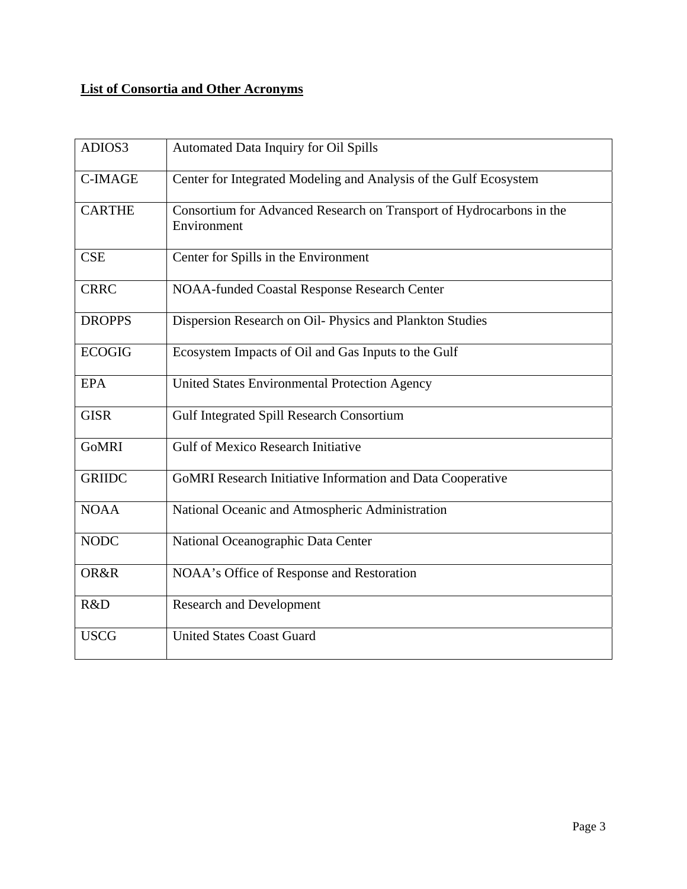**List of Consortia and Other Acronyms**

| | |
|---|---|
| ADIOS3 | Automated Data Inquiry for Oil Spills |
| C-IMAGE | Center for Integrated Modeling and Analysis of the Gulf Ecosystem |
| CARTHE | Consortium for Advanced Research on Transport of Hydrocarbons in the Environment |
| CSE | Center for Spills in the Environment |
| CRRC | NOAA-funded Coastal Response Research Center |
| DROPPS | Dispersion Research on Oil- Physics and Plankton Studies |
| ECOGIG | Ecosystem Impacts of Oil and Gas Inputs to the Gulf |
| EPA | United States Environmental Protection Agency |
| GISR | Gulf Integrated Spill Research Consortium |
| GoMRI | Gulf of Mexico Research Initiative |
| GRIIDC | GoMRI Research Initiative Information and Data Cooperative |
| NOAA | National Oceanic and Atmospheric Administration |
| NODC | National Oceanographic Data Center |
| OR&R | NOAA's Office of Response and Restoration |
| R&D | Research and Development |
| USCG | United States Coast Guard |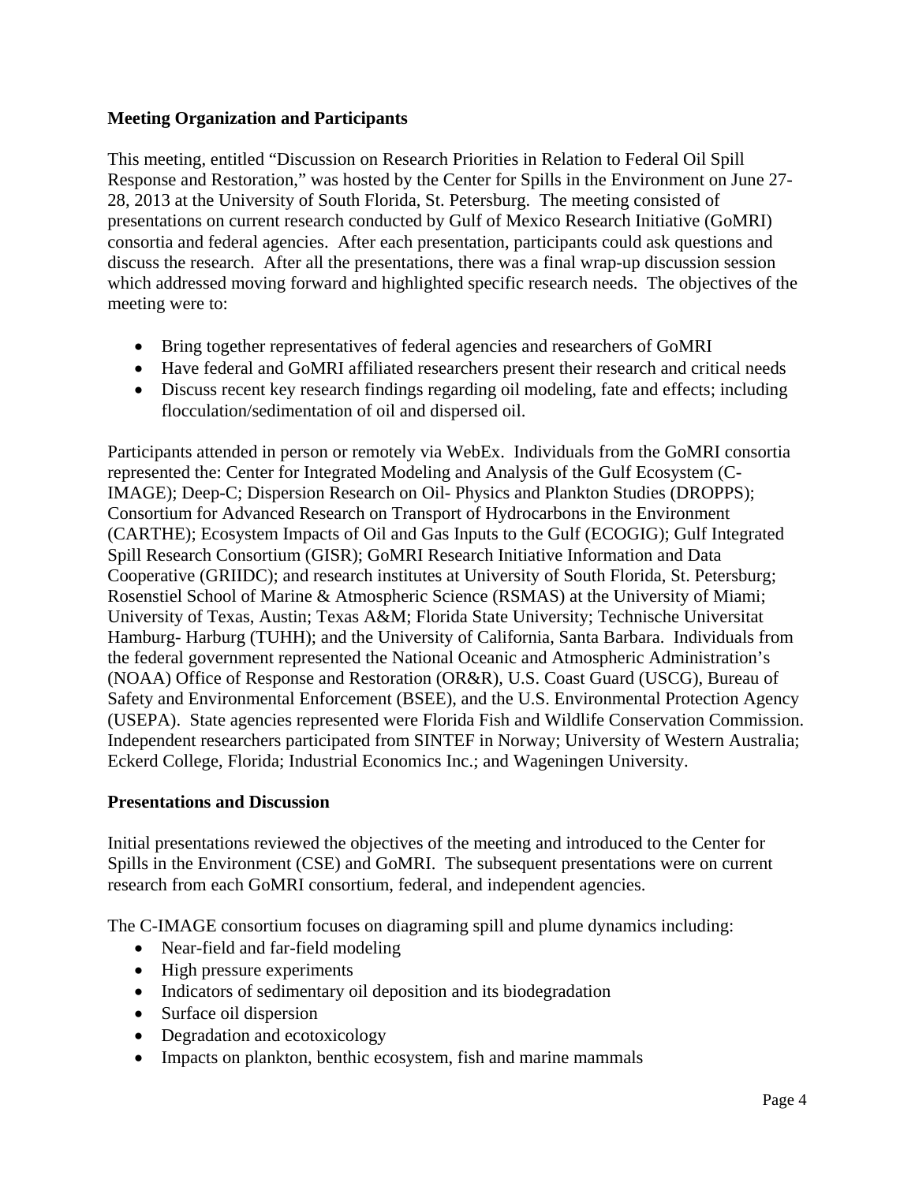**Meeting Organization and Participants**

This meeting, entitled "Discussion on Research Priorities in Relation to Federal Oil Spill Response and Restoration," was hosted by the Center for Spills in the Environment on June 27-28, 2013 at the University of South Florida, St. Petersburg. The meeting consisted of presentations on current research conducted by Gulf of Mexico Research Initiative (GoMRI) consortia and federal agencies. After each presentation, participants could ask questions and discuss the research. After all the presentations, there was a final wrap-up discussion session which addressed moving forward and highlighted specific research needs. The objectives of the meeting were to:

- Bring together representatives of federal agencies and researchers of GoMRI
- Have federal and GoMRI affiliated researchers present their research and critical needs
- Discuss recent key research findings regarding oil modeling, fate and effects; including flocculation/sedimentation of oil and dispersed oil.

Participants attended in person or remotely via WebEx. Individuals from the GoMRI consortia represented the: Center for Integrated Modeling and Analysis of the Gulf Ecosystem (C-IMAGE); Deep-C; Dispersion Research on Oil- Physics and Plankton Studies (DROPPS); Consortium for Advanced Research on Transport of Hydrocarbons in the Environment (CARTHE); Ecosystem Impacts of Oil and Gas Inputs to the Gulf (ECOGIG); Gulf Integrated Spill Research Consortium (GISR); GoMRI Research Initiative Information and Data Cooperative (GRIIDC); and research institutes at University of South Florida, St. Petersburg; Rosenstiel School of Marine & Atmospheric Science (RSMAS) at the University of Miami; University of Texas, Austin; Texas A&M; Florida State University; Technische Universitat Hamburg- Harburg (TUHH); and the University of California, Santa Barbara. Individuals from the federal government represented the National Oceanic and Atmospheric Administration's (NOAA) Office of Response and Restoration (OR&R), U.S. Coast Guard (USCG), Bureau of Safety and Environmental Enforcement (BSEE), and the U.S. Environmental Protection Agency (USEPA). State agencies represented were Florida Fish and Wildlife Conservation Commission. Independent researchers participated from SINTEF in Norway; University of Western Australia; Eckerd College, Florida; Industrial Economics Inc.; and Wageningen University.

**Presentations and Discussion**

Initial presentations reviewed the objectives of the meeting and introduced to the Center for Spills in the Environment (CSE) and GoMRI. The subsequent presentations were on current research from each GoMRI consortium, federal, and independent agencies.

The C-IMAGE consortium focuses on diagraming spill and plume dynamics including:

- Near-field and far-field modeling
- High pressure experiments
- Indicators of sedimentary oil deposition and its biodegradation
- Surface oil dispersion
- Degradation and ecotoxicology
- Impacts on plankton, benthic ecosystem, fish and marine mammals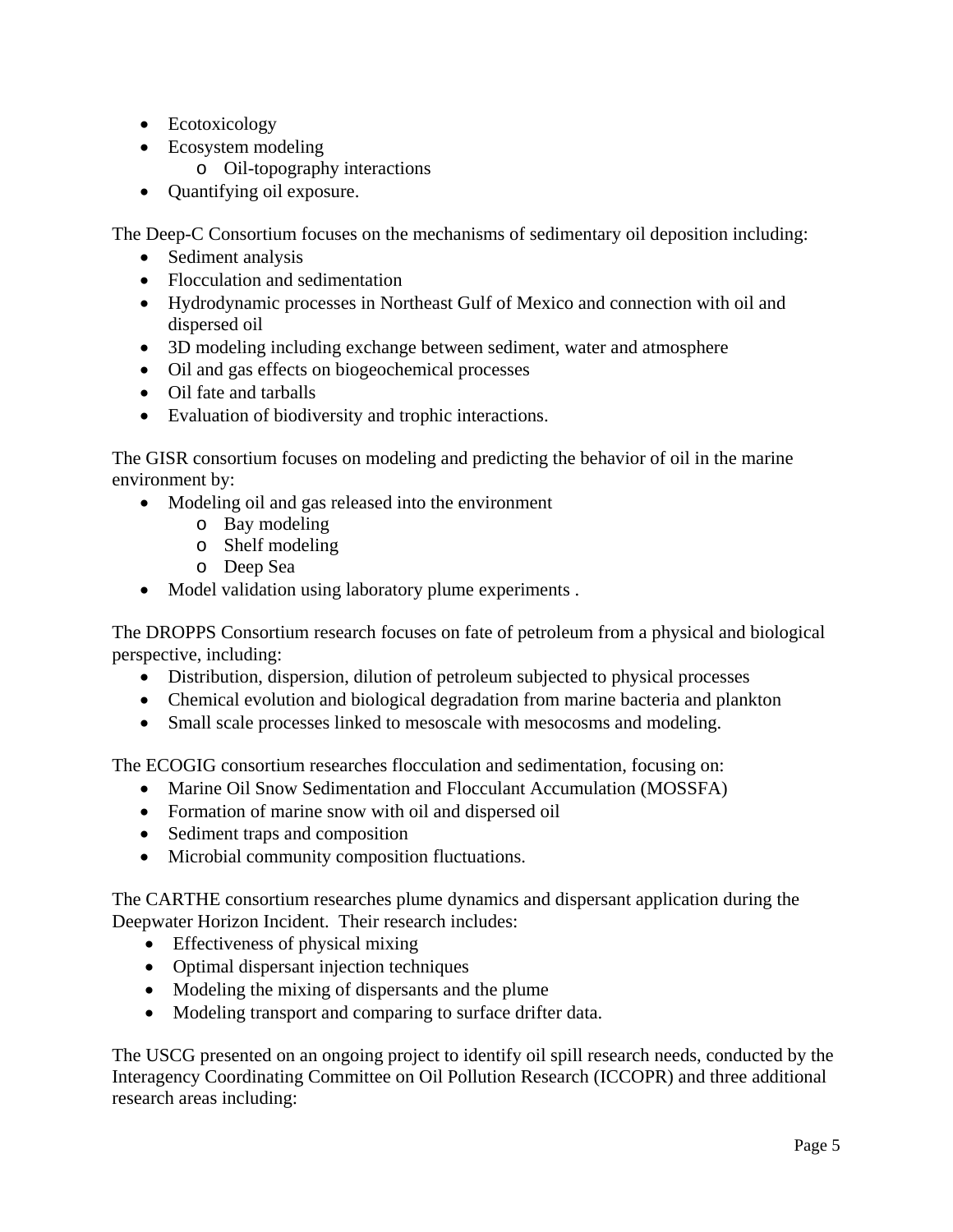- Ecotoxicology
- Ecosystem modeling
  - Oil-topography interactions
- Quantifying oil exposure.

The Deep-C Consortium focuses on the mechanisms of sedimentary oil deposition including:

- Sediment analysis
- Flocculation and sedimentation
- Hydrodynamic processes in Northeast Gulf of Mexico and connection with oil and dispersed oil
- 3D modeling including exchange between sediment, water and atmosphere
- Oil and gas effects on biogeochemical processes
- Oil fate and tarballs
- Evaluation of biodiversity and trophic interactions.

The GISR consortium focuses on modeling and predicting the behavior of oil in the marine environment by:

- Modeling oil and gas released into the environment
  - Bay modeling
  - Shelf modeling
  - Deep Sea
- Model validation using laboratory plume experiments .

The DROPPS Consortium research focuses on fate of petroleum from a physical and biological perspective, including:

- Distribution, dispersion, dilution of petroleum subjected to physical processes
- Chemical evolution and biological degradation from marine bacteria and plankton
- Small scale processes linked to mesoscale with mesocosms and modeling.

The ECOGIG consortium researches flocculation and sedimentation, focusing on:

- Marine Oil Snow Sedimentation and Flocculant Accumulation (MOSSFA)
- Formation of marine snow with oil and dispersed oil
- Sediment traps and composition
- Microbial community composition fluctuations.

The CARTHE consortium researches plume dynamics and dispersant application during the Deepwater Horizon Incident. Their research includes:

- Effectiveness of physical mixing
- Optimal dispersant injection techniques
- Modeling the mixing of dispersants and the plume
- Modeling transport and comparing to surface drifter data.

The USCG presented on an ongoing project to identify oil spill research needs, conducted by the Interagency Coordinating Committee on Oil Pollution Research (ICCOPR) and three additional research areas including: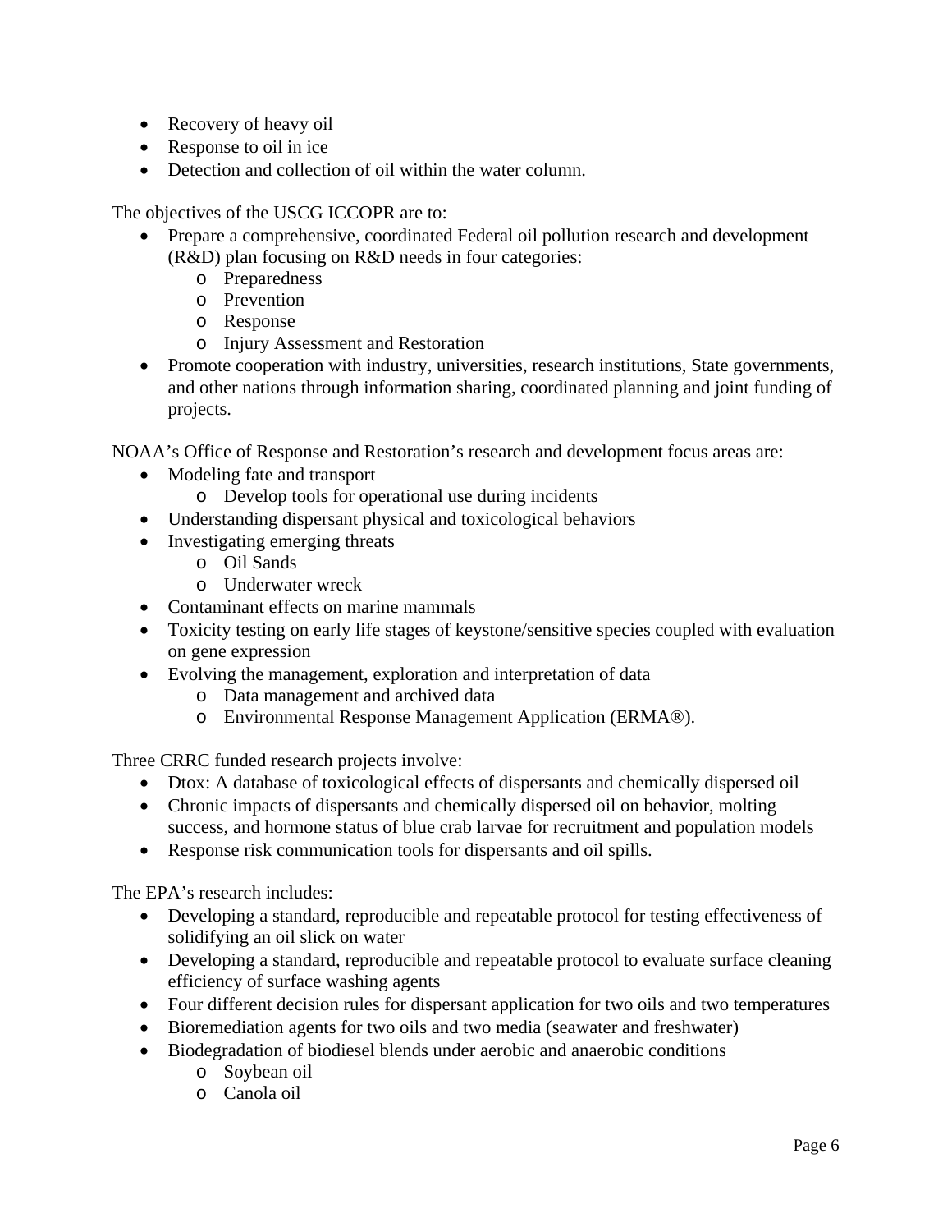- Recovery of heavy oil
- Response to oil in ice
- Detection and collection of oil within the water column.

The objectives of the USCG ICCOPR are to:

- Prepare a comprehensive, coordinated Federal oil pollution research and development (R&D) plan focusing on R&D needs in four categories:
    - Preparedness
    - Prevention
    - Response
    - Injury Assessment and Restoration
- Promote cooperation with industry, universities, research institutions, State governments, and other nations through information sharing, coordinated planning and joint funding of projects.

NOAA's Office of Response and Restoration's research and development focus areas are:

- Modeling fate and transport
    - Develop tools for operational use during incidents
- Understanding dispersant physical and toxicological behaviors
- Investigating emerging threats
    - Oil Sands
    - Underwater wreck
- Contaminant effects on marine mammals
- Toxicity testing on early life stages of keystone/sensitive species coupled with evaluation on gene expression
- Evolving the management, exploration and interpretation of data
    - Data management and archived data
    - Environmental Response Management Application (ERMA®).

Three CRRC funded research projects involve:

- Dtox: A database of toxicological effects of dispersants and chemically dispersed oil
- Chronic impacts of dispersants and chemically dispersed oil on behavior, molting success, and hormone status of blue crab larvae for recruitment and population models
- Response risk communication tools for dispersants and oil spills.

The EPA's research includes:

- Developing a standard, reproducible and repeatable protocol for testing effectiveness of solidifying an oil slick on water
- Developing a standard, reproducible and repeatable protocol to evaluate surface cleaning efficiency of surface washing agents
- Four different decision rules for dispersant application for two oils and two temperatures
- Bioremediation agents for two oils and two media (seawater and freshwater)
- Biodegradation of biodiesel blends under aerobic and anaerobic conditions
    - Soybean oil
    - Canola oil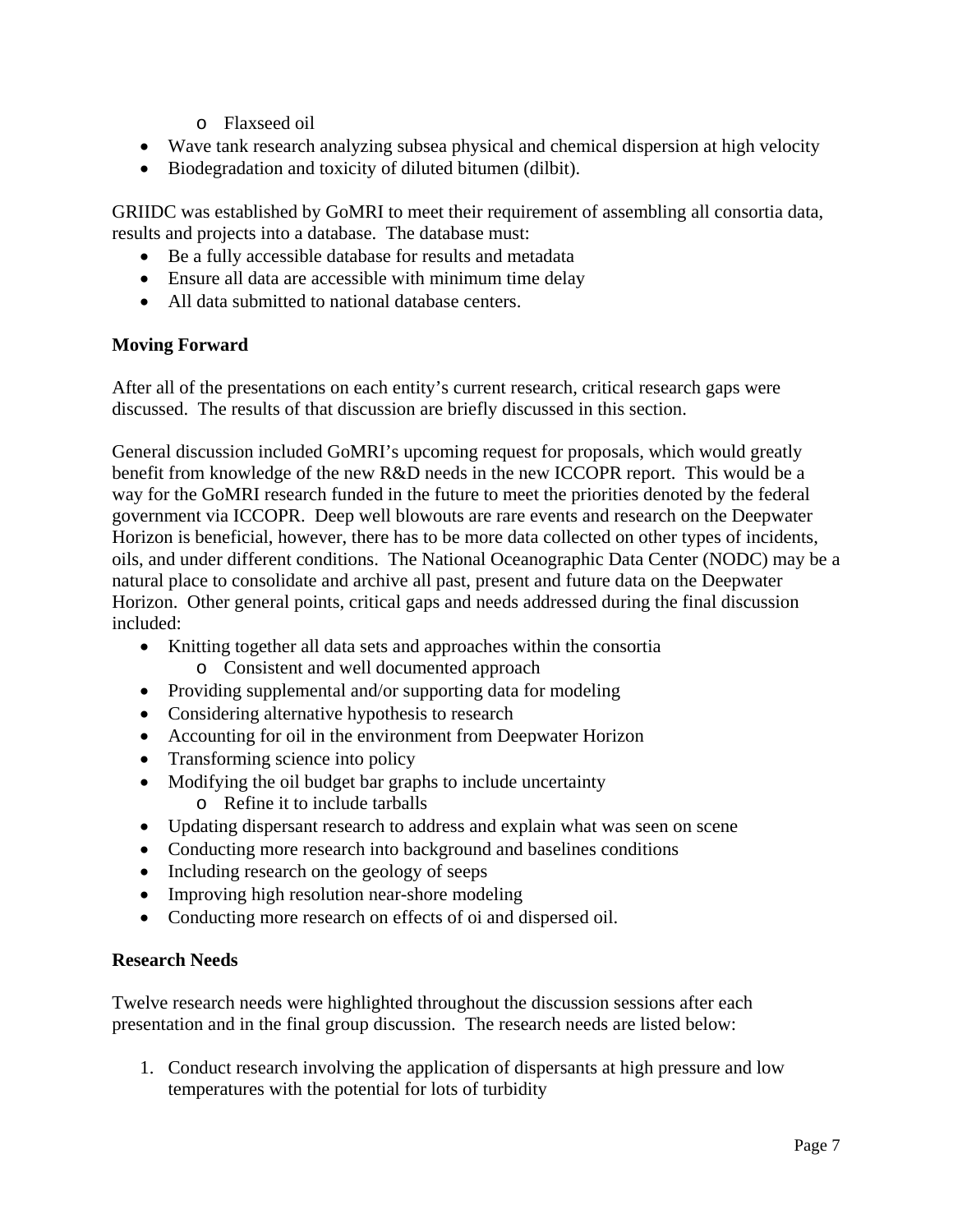- Flaxseed oil
- Wave tank research analyzing subsea physical and chemical dispersion at high velocity
- Biodegradation and toxicity of diluted bitumen (dilbit).

GRIIDC was established by GoMRI to meet their requirement of assembling all consortia data, results and projects into a database. The database must:

- Be a fully accessible database for results and metadata
- Ensure all data are accessible with minimum time delay
- All data submitted to national database centers.

**Moving Forward**

After all of the presentations on each entity's current research, critical research gaps were discussed. The results of that discussion are briefly discussed in this section.

General discussion included GoMRI's upcoming request for proposals, which would greatly benefit from knowledge of the new R&D needs in the new ICCOPR report. This would be a way for the GoMRI research funded in the future to meet the priorities denoted by the federal government via ICCOPR. Deep well blowouts are rare events and research on the Deepwater Horizon is beneficial, however, there has to be more data collected on other types of incidents, oils, and under different conditions. The National Oceanographic Data Center (NODC) may be a natural place to consolidate and archive all past, present and future data on the Deepwater Horizon. Other general points, critical gaps and needs addressed during the final discussion included:

- Knitting together all data sets and approaches within the consortia
  - Consistent and well documented approach
- Providing supplemental and/or supporting data for modeling
- Considering alternative hypothesis to research
- Accounting for oil in the environment from Deepwater Horizon
- Transforming science into policy
- Modifying the oil budget bar graphs to include uncertainty
  - Refine it to include tarballs
- Updating dispersant research to address and explain what was seen on scene
- Conducting more research into background and baselines conditions
- Including research on the geology of seeps
- Improving high resolution near-shore modeling
- Conducting more research on effects of oi and dispersed oil.

**Research Needs**

Twelve research needs were highlighted throughout the discussion sessions after each presentation and in the final group discussion. The research needs are listed below:

1. Conduct research involving the application of dispersants at high pressure and low temperatures with the potential for lots of turbidity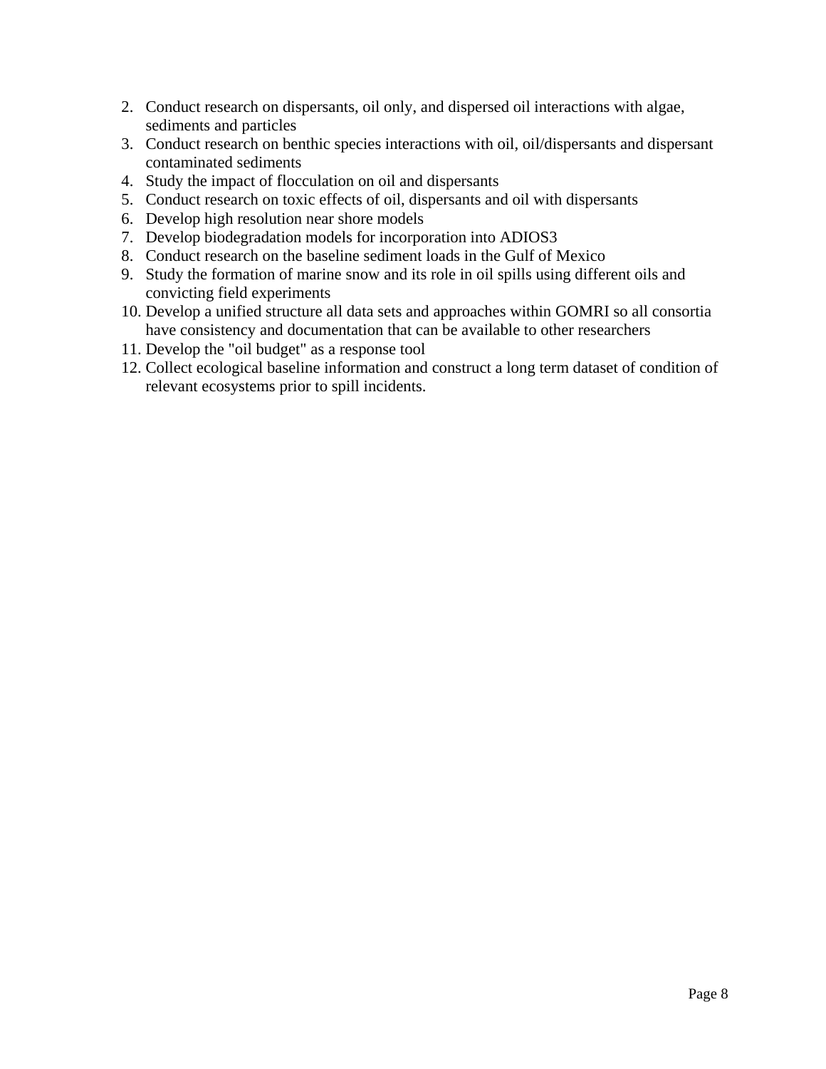2. Conduct research on dispersants, oil only, and dispersed oil interactions with algae, sediments and particles
3. Conduct research on benthic species interactions with oil, oil/dispersants and dispersant contaminated sediments
4. Study the impact of flocculation on oil and dispersants
5. Conduct research on toxic effects of oil, dispersants and oil with dispersants
6. Develop high resolution near shore models
7. Develop biodegradation models for incorporation into ADIOS3
8. Conduct research on the baseline sediment loads in the Gulf of Mexico
9. Study the formation of marine snow and its role in oil spills using different oils and convicting field experiments
10. Develop a unified structure all data sets and approaches within GOMRI so all consortia have consistency and documentation that can be available to other researchers
11. Develop the "oil budget" as a response tool
12. Collect ecological baseline information and construct a long term dataset of condition of relevant ecosystems prior to spill incidents.